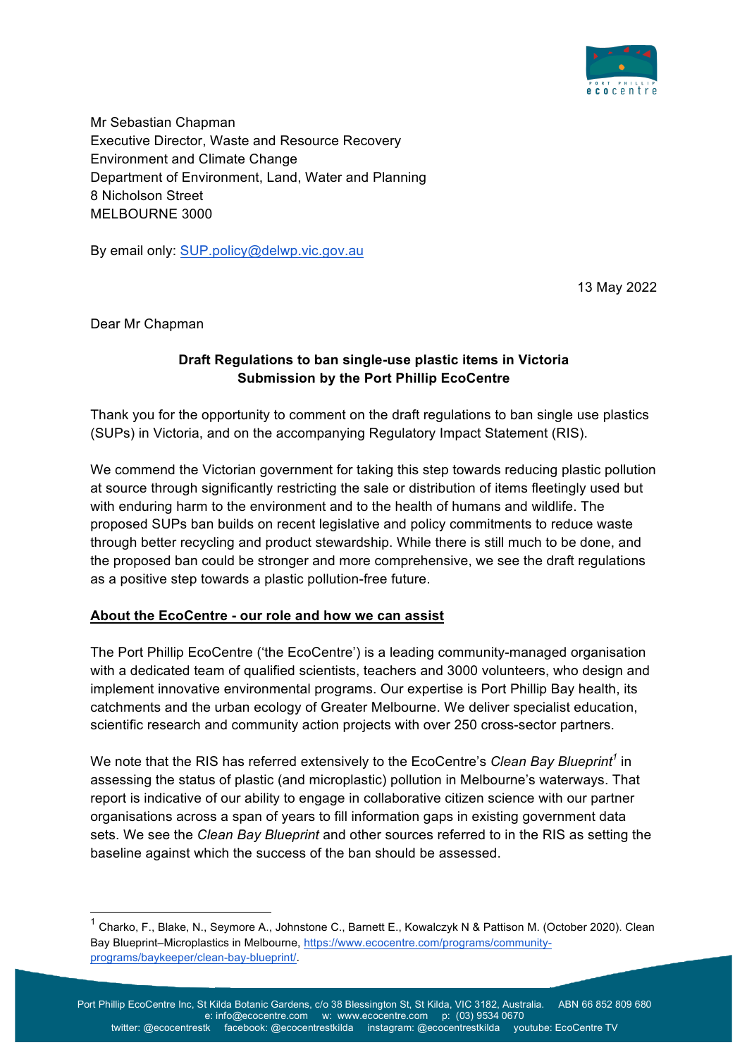Mr Sebastian Chapman
Executive Director, Waste and Resource Recovery
Environment and Climate Change
Department of Environment, Land, Water and Planning
8 Nicholson Street
MELBOURNE 3000

By email only: SUP.policy@delwp.vic.gov.au

13 May 2022

Dear Mr Chapman

**Draft Regulations to ban single-use plastic items in Victoria**
**Submission by the Port Phillip EcoCentre**

Thank you for the opportunity to comment on the draft regulations to ban single use plastics (SUPs) in Victoria, and on the accompanying Regulatory Impact Statement (RIS).

We commend the Victorian government for taking this step towards reducing plastic pollution at source through significantly restricting the sale or distribution of items fleetingly used but with enduring harm to the environment and to the health of humans and wildlife. The proposed SUPs ban builds on recent legislative and policy commitments to reduce waste through better recycling and product stewardship. While there is still much to be done, and the proposed ban could be stronger and more comprehensive, we see the draft regulations as a positive step towards a plastic pollution-free future.

## About the EcoCentre - our role and how we can assist

The Port Phillip EcoCentre ('the EcoCentre') is a leading community-managed organisation with a dedicated team of qualified scientists, teachers and 3000 volunteers, who design and implement innovative environmental programs. Our expertise is Port Phillip Bay health, its catchments and the urban ecology of Greater Melbourne. We deliver specialist education, scientific research and community action projects with over 250 cross-sector partners.

We note that the RIS has referred extensively to the EcoCentre's *Clean Bay Blueprint*[1] in assessing the status of plastic (and microplastic) pollution in Melbourne's waterways. That report is indicative of our ability to engage in collaborative citizen science with our partner organisations across a span of years to fill information gaps in existing government data sets. We see the *Clean Bay Blueprint* and other sources referred to in the RIS as setting the baseline against which the success of the ban should be assessed.

---

[1] Charko, F., Blake, N., Seymore A., Johnstone C., Barnett E., Kowalczyk N & Pattison M. (October 2020). Clean Bay Blueprint–Microplastics in Melbourne, https://www.ecocentre.com/programs/community-programs/baykeeper/clean-bay-blueprint/.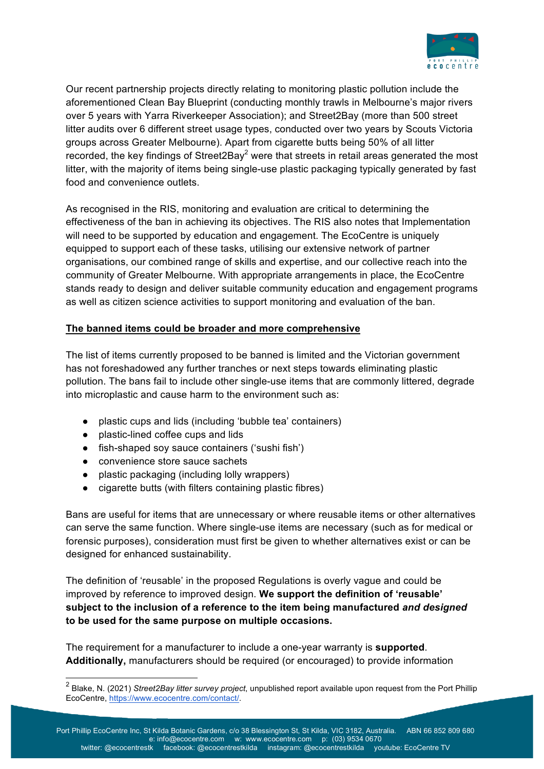Our recent partnership projects directly relating to monitoring plastic pollution include the aforementioned Clean Bay Blueprint (conducting monthly trawls in Melbourne's major rivers over 5 years with Yarra Riverkeeper Association); and Street2Bay (more than 500 street litter audits over 6 different street usage types, conducted over two years by Scouts Victoria groups across Greater Melbourne). Apart from cigarette butts being 50% of all litter recorded, the key findings of Street2Bay[2] were that streets in retail areas generated the most litter, with the majority of items being single-use plastic packaging typically generated by fast food and convenience outlets.

As recognised in the RIS, monitoring and evaluation are critical to determining the effectiveness of the ban in achieving its objectives. The RIS also notes that Implementation will need to be supported by education and engagement. The EcoCentre is uniquely equipped to support each of these tasks, utilising our extensive network of partner organisations, our combined range of skills and expertise, and our collective reach into the community of Greater Melbourne. With appropriate arrangements in place, the EcoCentre stands ready to design and deliver suitable community education and engagement programs as well as citizen science activities to support monitoring and evaluation of the ban.

**<u>The banned items could be broader and more comprehensive</u>**

The list of items currently proposed to be banned is limited and the Victorian government has not foreshadowed any further tranches or next steps towards eliminating plastic pollution. The bans fail to include other single-use items that are commonly littered, degrade into microplastic and cause harm to the environment such as:

- plastic cups and lids (including 'bubble tea' containers)
- plastic-lined coffee cups and lids
- fish-shaped soy sauce containers ('sushi fish')
- convenience store sauce sachets
- plastic packaging (including lolly wrappers)
- cigarette butts (with filters containing plastic fibres)

Bans are useful for items that are unnecessary or where reusable items or other alternatives can serve the same function. Where single-use items are necessary (such as for medical or forensic purposes), consideration must first be given to whether alternatives exist or can be designed for enhanced sustainability.

The definition of 'reusable' in the proposed Regulations is overly vague and could be improved by reference to improved design. **We support the definition of 'reusable' subject to the inclusion of a reference to the item being manufactured *and designed* to be used for the same purpose on multiple occasions.**

The requirement for a manufacturer to include a one-year warranty is **supported**. **Additionally,** manufacturers should be required (or encouraged) to provide information

[2] Blake, N. (2021) *Street2Bay litter survey project*, unpublished report available upon request from the Port Phillip EcoCentre, https://www.ecocentre.com/contact/.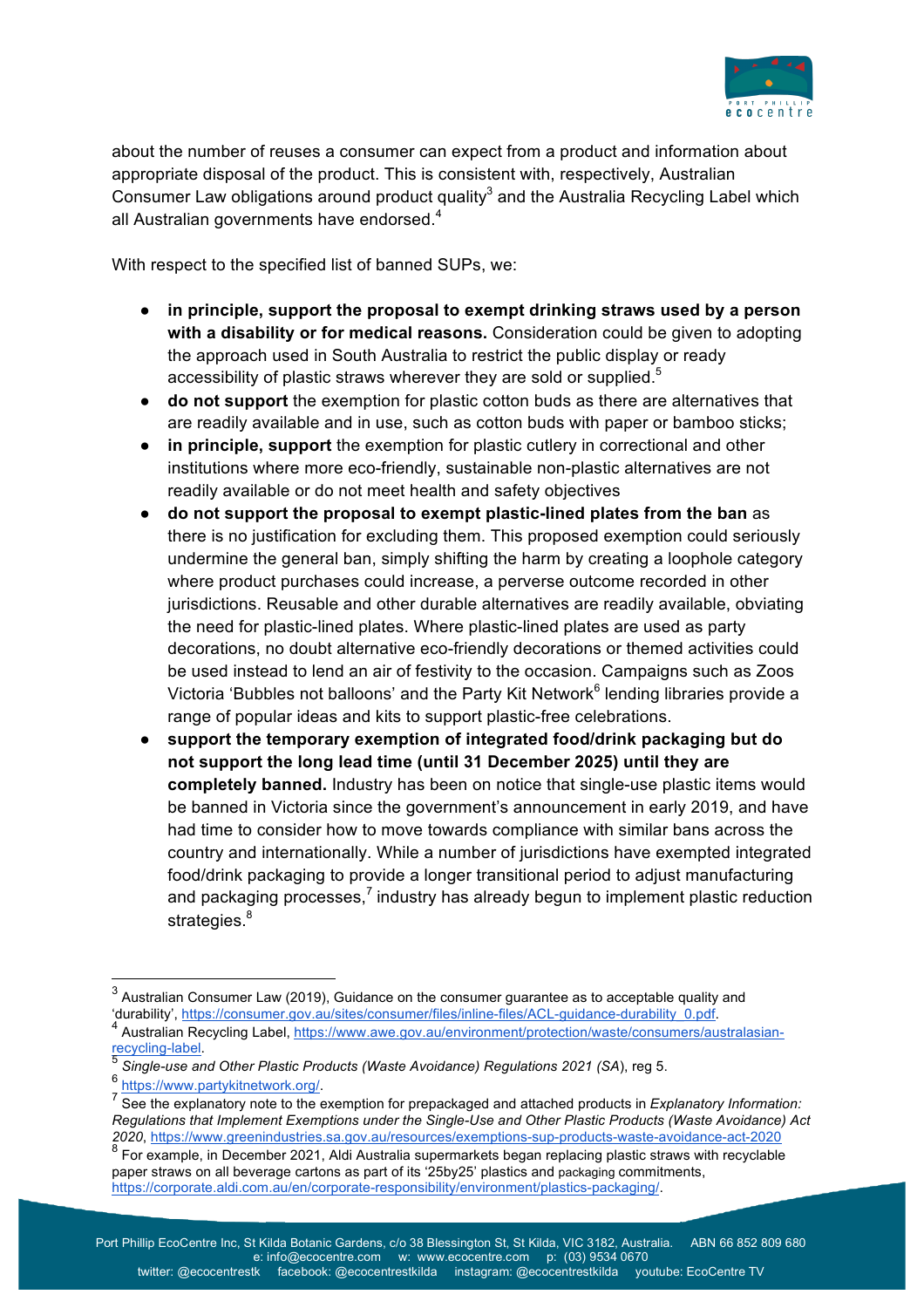about the number of reuses a consumer can expect from a product and information about appropriate disposal of the product. This is consistent with, respectively, Australian Consumer Law obligations around product quality[3] and the Australia Recycling Label which all Australian governments have endorsed.[4]

With respect to the specified list of banned SUPs, we:

- **in principle, support the proposal to exempt drinking straws used by a person with a disability or for medical reasons.** Consideration could be given to adopting the approach used in South Australia to restrict the public display or ready accessibility of plastic straws wherever they are sold or supplied.[5]
- **do not support** the exemption for plastic cotton buds as there are alternatives that are readily available and in use, such as cotton buds with paper or bamboo sticks;
- **in principle, support** the exemption for plastic cutlery in correctional and other institutions where more eco-friendly, sustainable non-plastic alternatives are not readily available or do not meet health and safety objectives
- **do not support the proposal to exempt plastic-lined plates from the ban** as there is no justification for excluding them. This proposed exemption could seriously undermine the general ban, simply shifting the harm by creating a loophole category where product purchases could increase, a perverse outcome recorded in other jurisdictions. Reusable and other durable alternatives are readily available, obviating the need for plastic-lined plates. Where plastic-lined plates are used as party decorations, no doubt alternative eco-friendly decorations or themed activities could be used instead to lend an air of festivity to the occasion. Campaigns such as Zoos Victoria 'Bubbles not balloons' and the Party Kit Network[6] lending libraries provide a range of popular ideas and kits to support plastic-free celebrations.
- **support the temporary exemption of integrated food/drink packaging but do not support the long lead time (until 31 December 2025) until they are completely banned.** Industry has been on notice that single-use plastic items would be banned in Victoria since the government's announcement in early 2019, and have had time to consider how to move towards compliance with similar bans across the country and internationally. While a number of jurisdictions have exempted integrated food/drink packaging to provide a longer transitional period to adjust manufacturing and packaging processes,[7] industry has already begun to implement plastic reduction strategies.[8]

---

[3] Australian Consumer Law (2019), Guidance on the consumer guarantee as to acceptable quality and 'durability', https://consumer.gov.au/sites/consumer/files/inline-files/ACL-guidance-durability_0.pdf.

[4] Australian Recycling Label, https://www.awe.gov.au/environment/protection/waste/consumers/australasian-recycling-label.

[5] *Single-use and Other Plastic Products (Waste Avoidance) Regulations 2021 (SA*), reg 5.

[6] https://www.partykitnetwork.org/.

[7] See the explanatory note to the exemption for prepackaged and attached products in *Explanatory Information: Regulations that Implement Exemptions under the Single-Use and Other Plastic Products (Waste Avoidance) Act 2020*, https://www.greenindustries.sa.gov.au/resources/exemptions-sup-products-waste-avoidance-act-2020

[8] For example, in December 2021, Aldi Australia supermarkets began replacing plastic straws with recyclable paper straws on all beverage cartons as part of its '25by25' plastics and packaging commitments, https://corporate.aldi.com.au/en/corporate-responsibility/environment/plastics-packaging/.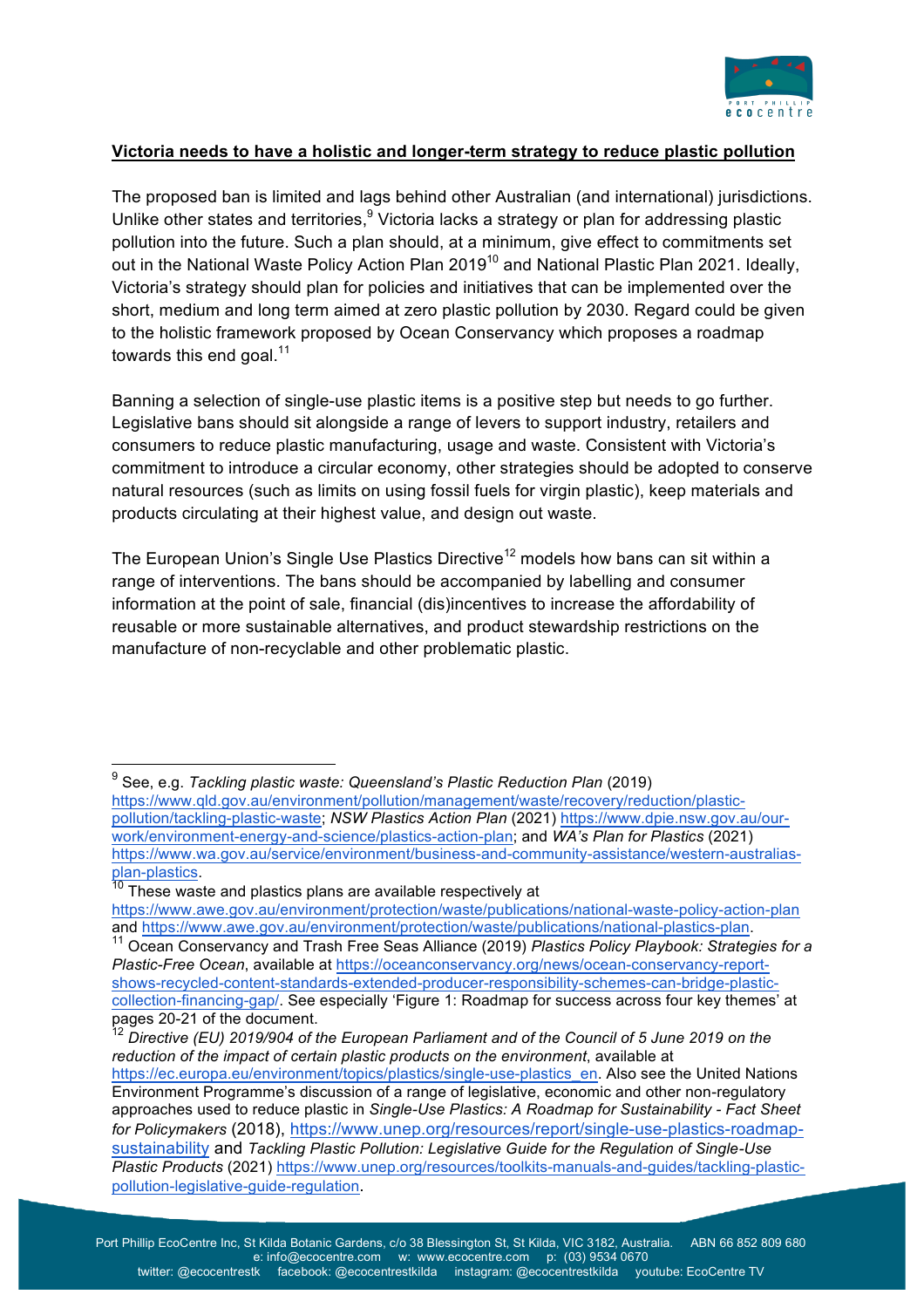**Victoria needs to have a holistic and longer-term strategy to reduce plastic pollution**

The proposed ban is limited and lags behind other Australian (and international) jurisdictions. Unlike other states and territories,[9] Victoria lacks a strategy or plan for addressing plastic pollution into the future. Such a plan should, at a minimum, give effect to commitments set out in the National Waste Policy Action Plan 2019[10] and National Plastic Plan 2021. Ideally, Victoria's strategy should plan for policies and initiatives that can be implemented over the short, medium and long term aimed at zero plastic pollution by 2030. Regard could be given to the holistic framework proposed by Ocean Conservancy which proposes a roadmap towards this end goal.[11]

Banning a selection of single-use plastic items is a positive step but needs to go further. Legislative bans should sit alongside a range of levers to support industry, retailers and consumers to reduce plastic manufacturing, usage and waste. Consistent with Victoria's commitment to introduce a circular economy, other strategies should be adopted to conserve natural resources (such as limits on using fossil fuels for virgin plastic), keep materials and products circulating at their highest value, and design out waste.

The European Union's Single Use Plastics Directive[12] models how bans can sit within a range of interventions. The bans should be accompanied by labelling and consumer information at the point of sale, financial (dis)incentives to increase the affordability of reusable or more sustainable alternatives, and product stewardship restrictions on the manufacture of non-recyclable and other problematic plastic.

---

[9] See, e.g. *Tackling plastic waste: Queensland's Plastic Reduction Plan* (2019) https://www.qld.gov.au/environment/pollution/management/waste/recovery/reduction/plastic-pollution/tackling-plastic-waste; *NSW Plastics Action Plan* (2021) https://www.dpie.nsw.gov.au/our-work/environment-energy-and-science/plastics-action-plan; and *WA's Plan for Plastics* (2021) https://www.wa.gov.au/service/environment/business-and-community-assistance/western-australias-plan-plastics.

[10] These waste and plastics plans are available respectively at https://www.awe.gov.au/environment/protection/waste/publications/national-waste-policy-action-plan and https://www.awe.gov.au/environment/protection/waste/publications/national-plastics-plan.

[11] Ocean Conservancy and Trash Free Seas Alliance (2019) *Plastics Policy Playbook: Strategies for a Plastic-Free Ocean*, available at https://oceanconservancy.org/news/ocean-conservancy-report-shows-recycled-content-standards-extended-producer-responsibility-schemes-can-bridge-plastic-collection-financing-gap/. See especially 'Figure 1: Roadmap for success across four key themes' at pages 20-21 of the document.

[12] *Directive (EU) 2019/904 of the European Parliament and of the Council of 5 June 2019 on the reduction of the impact of certain plastic products on the environment*, available at https://ec.europa.eu/environment/topics/plastics/single-use-plastics_en. Also see the United Nations Environment Programme's discussion of a range of legislative, economic and other non-regulatory approaches used to reduce plastic in *Single-Use Plastics: A Roadmap for Sustainability - Fact Sheet for Policymakers* (2018), https://www.unep.org/resources/report/single-use-plastics-roadmap-sustainability and *Tackling Plastic Pollution: Legislative Guide for the Regulation of Single-Use Plastic Products* (2021) https://www.unep.org/resources/toolkits-manuals-and-guides/tackling-plastic-pollution-legislative-guide-regulation.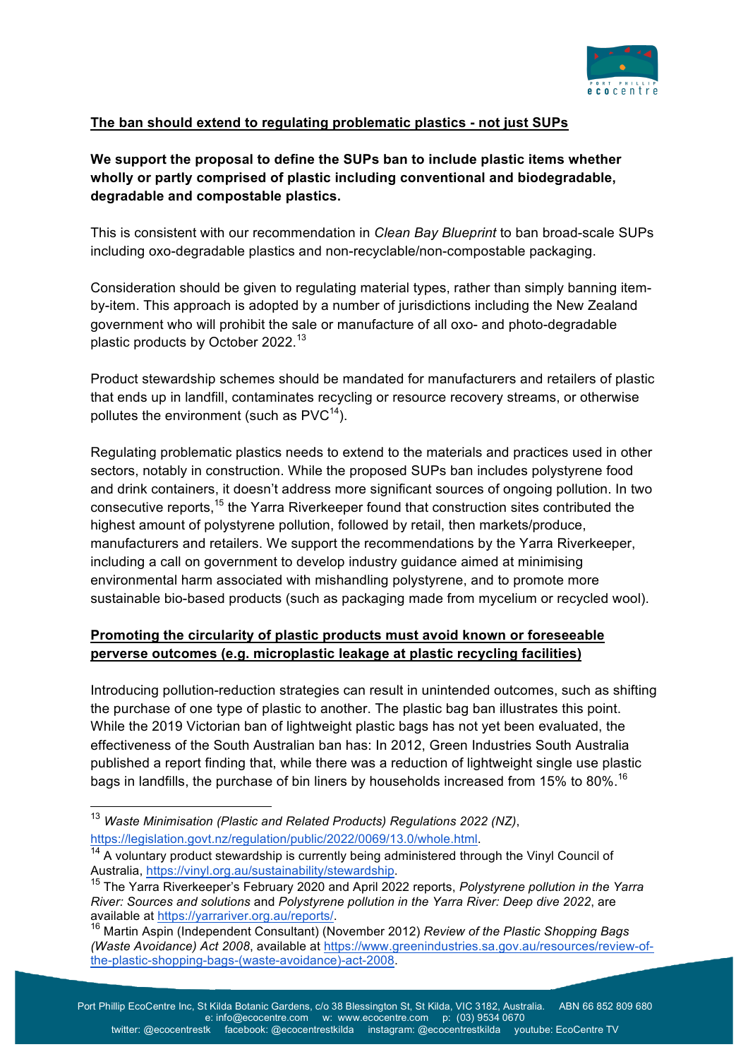**The ban should extend to regulating problematic plastics - not just SUPs**

**We support the proposal to define the SUPs ban to include plastic items whether wholly or partly comprised of plastic including conventional and biodegradable, degradable and compostable plastics.**

This is consistent with our recommendation in *Clean Bay Blueprint* to ban broad-scale SUPs including oxo-degradable plastics and non-recyclable/non-compostable packaging.

Consideration should be given to regulating material types, rather than simply banning item-by-item. This approach is adopted by a number of jurisdictions including the New Zealand government who will prohibit the sale or manufacture of all oxo- and photo-degradable plastic products by October 2022.[13]

Product stewardship schemes should be mandated for manufacturers and retailers of plastic that ends up in landfill, contaminates recycling or resource recovery streams, or otherwise pollutes the environment (such as PVC[14]).

Regulating problematic plastics needs to extend to the materials and practices used in other sectors, notably in construction. While the proposed SUPs ban includes polystyrene food and drink containers, it doesn't address more significant sources of ongoing pollution. In two consecutive reports,[15] the Yarra Riverkeeper found that construction sites contributed the highest amount of polystyrene pollution, followed by retail, then markets/produce, manufacturers and retailers. We support the recommendations by the Yarra Riverkeeper, including a call on government to develop industry guidance aimed at minimising environmental harm associated with mishandling polystyrene, and to promote more sustainable bio-based products (such as packaging made from mycelium or recycled wool).

**Promoting the circularity of plastic products must avoid known or foreseeable perverse outcomes (e.g. microplastic leakage at plastic recycling facilities)**

Introducing pollution-reduction strategies can result in unintended outcomes, such as shifting the purchase of one type of plastic to another. The plastic bag ban illustrates this point. While the 2019 Victorian ban of lightweight plastic bags has not yet been evaluated, the effectiveness of the South Australian ban has: In 2012, Green Industries South Australia published a report finding that, while there was a reduction of lightweight single use plastic bags in landfills, the purchase of bin liners by households increased from 15% to 80%.[16]

---

[13] *Waste Minimisation (Plastic and Related Products) Regulations 2022 (NZ)*, https://legislation.govt.nz/regulation/public/2022/0069/13.0/whole.html.

[14] A voluntary product stewardship is currently being administered through the Vinyl Council of Australia, https://vinyl.org.au/sustainability/stewardship.

[15] The Yarra Riverkeeper's February 2020 and April 2022 reports, *Polystyrene pollution in the Yarra River: Sources and solutions* and *Polystyrene pollution in the Yarra River: Deep dive 2022*, are available at https://yarrariver.org.au/reports/.

[16] Martin Aspin (Independent Consultant) (November 2012) *Review of the Plastic Shopping Bags (Waste Avoidance) Act 2008*, available at https://www.greenindustries.sa.gov.au/resources/review-of-the-plastic-shopping-bags-(waste-avoidance)-act-2008.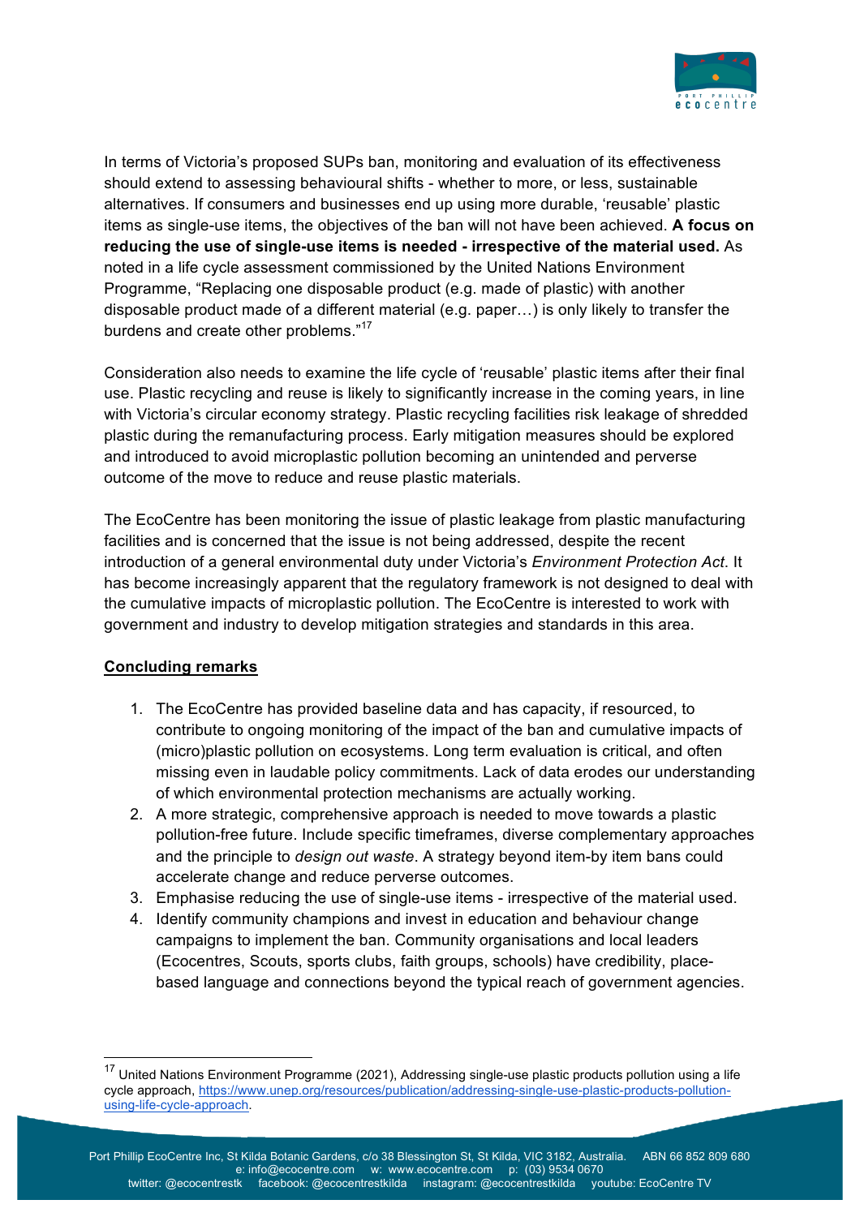In terms of Victoria's proposed SUPs ban, monitoring and evaluation of its effectiveness should extend to assessing behavioural shifts - whether to more, or less, sustainable alternatives. If consumers and businesses end up using more durable, 'reusable' plastic items as single-use items, the objectives of the ban will not have been achieved. **A focus on reducing the use of single-use items is needed - irrespective of the material used.** As noted in a life cycle assessment commissioned by the United Nations Environment Programme, "Replacing one disposable product (e.g. made of plastic) with another disposable product made of a different material (e.g. paper…) is only likely to transfer the burdens and create other problems."[17]

Consideration also needs to examine the life cycle of 'reusable' plastic items after their final use. Plastic recycling and reuse is likely to significantly increase in the coming years, in line with Victoria's circular economy strategy. Plastic recycling facilities risk leakage of shredded plastic during the remanufacturing process. Early mitigation measures should be explored and introduced to avoid microplastic pollution becoming an unintended and perverse outcome of the move to reduce and reuse plastic materials.

The EcoCentre has been monitoring the issue of plastic leakage from plastic manufacturing facilities and is concerned that the issue is not being addressed, despite the recent introduction of a general environmental duty under Victoria's *Environment Protection Act*. It has become increasingly apparent that the regulatory framework is not designed to deal with the cumulative impacts of microplastic pollution. The EcoCentre is interested to work with government and industry to develop mitigation strategies and standards in this area.

## Concluding remarks

1. The EcoCentre has provided baseline data and has capacity, if resourced, to contribute to ongoing monitoring of the impact of the ban and cumulative impacts of (micro)plastic pollution on ecosystems. Long term evaluation is critical, and often missing even in laudable policy commitments. Lack of data erodes our understanding of which environmental protection mechanisms are actually working.
2. A more strategic, comprehensive approach is needed to move towards a plastic pollution-free future. Include specific timeframes, diverse complementary approaches and the principle to *design out waste*. A strategy beyond item-by item bans could accelerate change and reduce perverse outcomes.
3. Emphasise reducing the use of single-use items - irrespective of the material used.
4. Identify community champions and invest in education and behaviour change campaigns to implement the ban. Community organisations and local leaders (Ecocentres, Scouts, sports clubs, faith groups, schools) have credibility, place-based language and connections beyond the typical reach of government agencies.

---

[17] United Nations Environment Programme (2021), Addressing single-use plastic products pollution using a life cycle approach, https://www.unep.org/resources/publication/addressing-single-use-plastic-products-pollution-using-life-cycle-approach.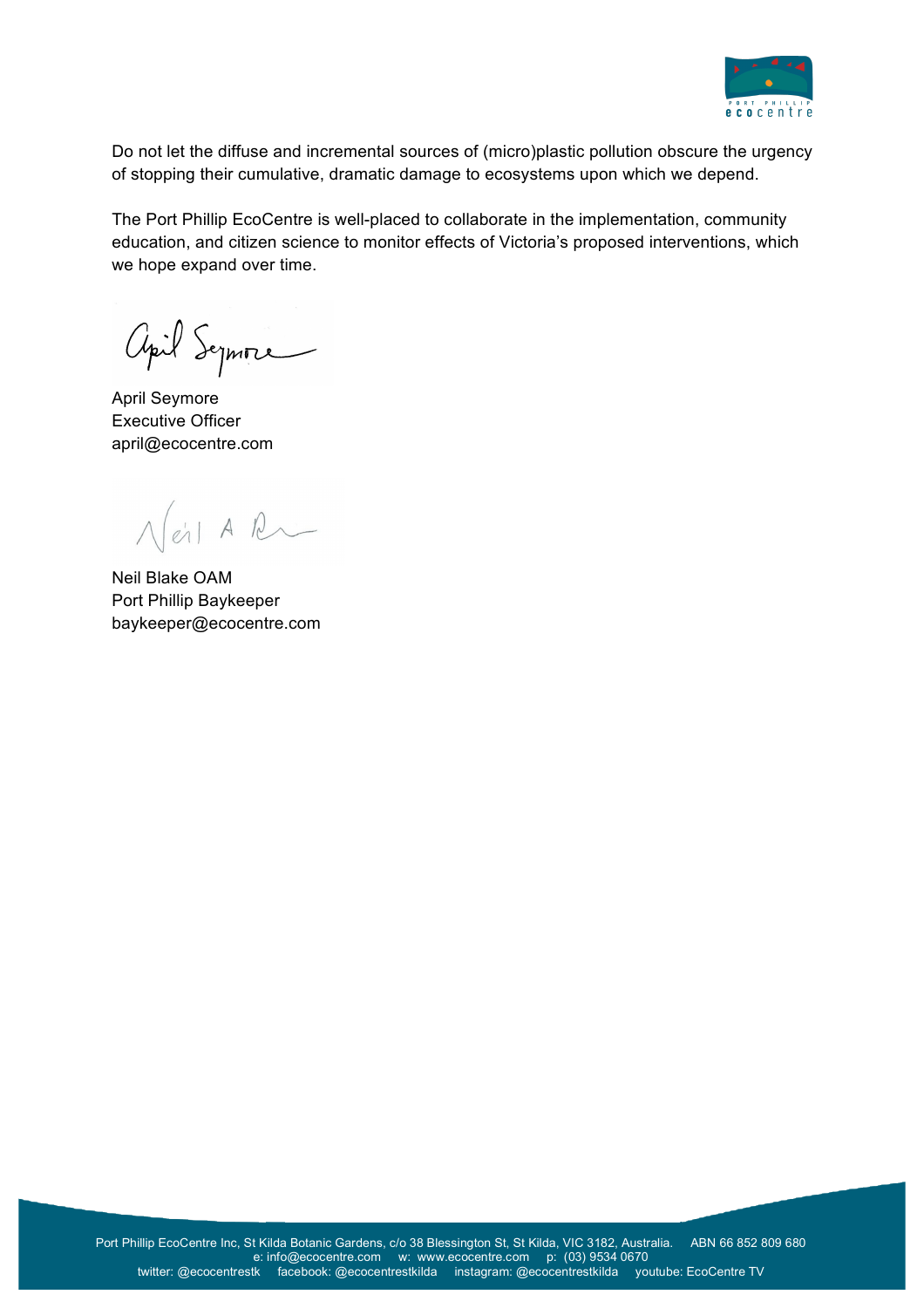Do not let the diffuse and incremental sources of (micro)plastic pollution obscure the urgency of stopping their cumulative, dramatic damage to ecosystems upon which we depend.

The Port Phillip EcoCentre is well-placed to collaborate in the implementation, community education, and citizen science to monitor effects of Victoria's proposed interventions, which we hope expand over time.

April Seymore
Executive Officer
april@ecocentre.com

Neil Blake OAM
Port Phillip Baykeeper
baykeeper@ecocentre.com